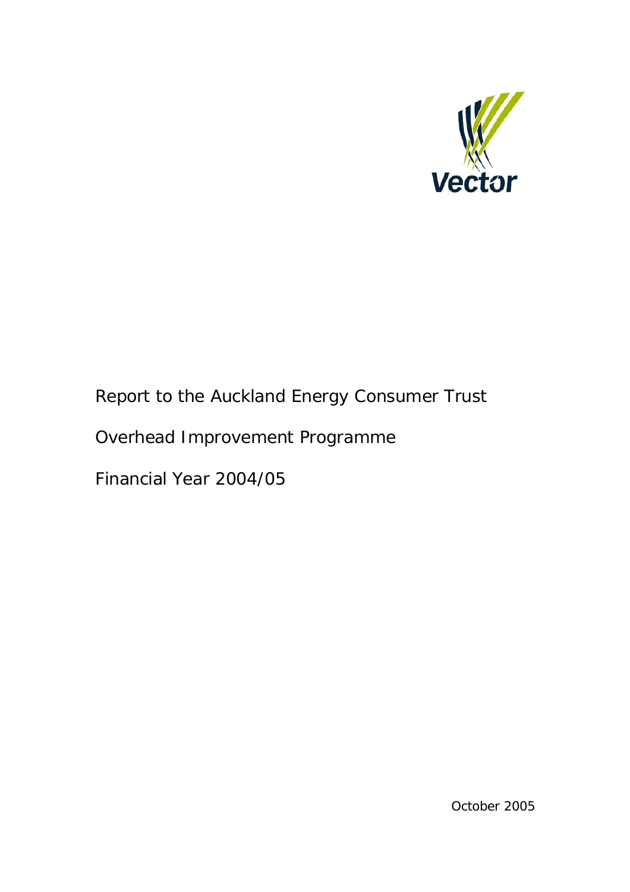Vector

Report to the Auckland Energy Consumer Trust

Overhead Improvement Programme

Financial Year 2004/05

October 2005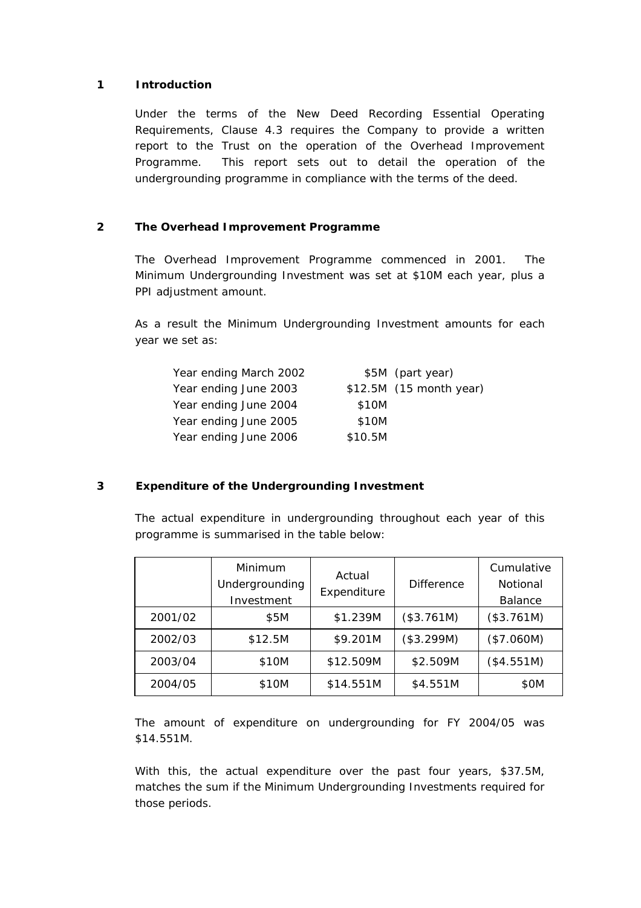## 1 Introduction

Under the terms of the New Deed Recording Essential Operating Requirements, Clause 4.3 requires the Company to provide a written report to the Trust on the operation of the Overhead Improvement Programme. This report sets out to detail the operation of the undergrounding programme in compliance with the terms of the deed.

## 2 The Overhead Improvement Programme

The Overhead Improvement Programme commenced in 2001. The Minimum Undergrounding Investment was set at $10M each year, plus a PPI adjustment amount.

As a result the Minimum Undergrounding Investment amounts for each year we set as:

| | | |
|---|---|---|
| Year ending March 2002 | $5M | (part year) |
| Year ending June 2003 | $12.5M | (15 month year) |
| Year ending June 2004 | $10M | |
| Year ending June 2005 | $10M | |
| Year ending June 2006 | $10.5M | |

## 3 Expenditure of the Undergrounding Investment

The actual expenditure in undergrounding throughout each year of this programme is summarised in the table below:

| | Minimum Undergrounding Investment | Actual Expenditure | Difference | Cumulative Notional Balance |
|---|---|---|---|---|
| 2001/02 | $5M | $1.239M | ($3.761M) | ($3.761M) |
| 2002/03 | $12.5M | $9.201M | ($3.299M) | ($7.060M) |
| 2003/04 | $10M | $12.509M | $2.509M | ($4.551M) |
| 2004/05 | $10M | $14.551M | $4.551M | $0M |

The amount of expenditure on undergrounding for FY 2004/05 was $14.551M.

With this, the actual expenditure over the past four years, $37.5M, matches the sum if the Minimum Undergrounding Investments required for those periods.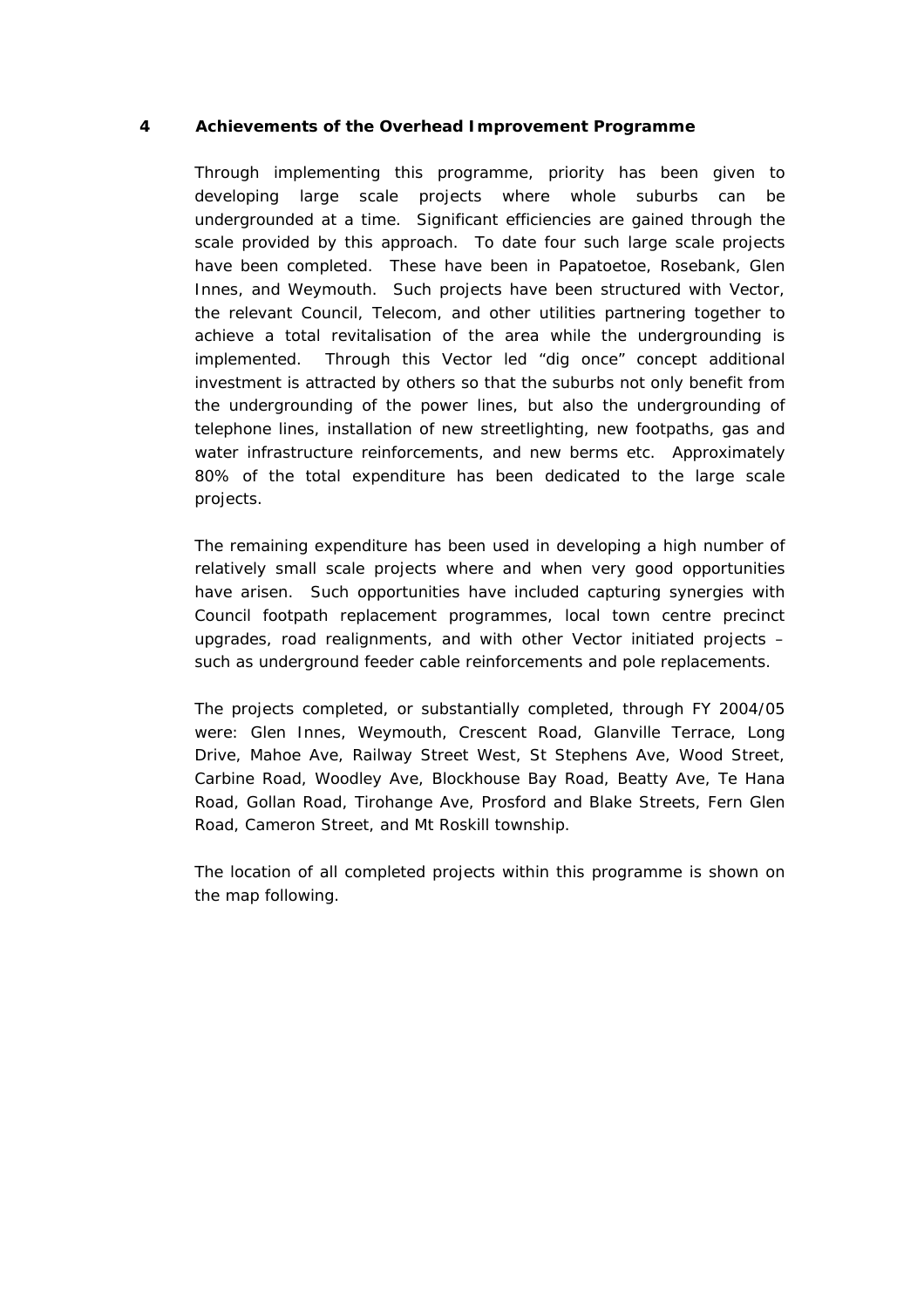## 4 Achievements of the Overhead Improvement Programme

Through implementing this programme, priority has been given to developing large scale projects where whole suburbs can be undergrounded at a time. Significant efficiencies are gained through the scale provided by this approach. To date four such large scale projects have been completed. These have been in Papatoetoe, Rosebank, Glen Innes, and Weymouth. Such projects have been structured with Vector, the relevant Council, Telecom, and other utilities partnering together to achieve a total revitalisation of the area while the undergrounding is implemented. Through this Vector led "dig once" concept additional investment is attracted by others so that the suburbs not only benefit from the undergrounding of the power lines, but also the undergrounding of telephone lines, installation of new streetlighting, new footpaths, gas and water infrastructure reinforcements, and new berms etc. Approximately 80% of the total expenditure has been dedicated to the large scale projects.

The remaining expenditure has been used in developing a high number of relatively small scale projects where and when very good opportunities have arisen. Such opportunities have included capturing synergies with Council footpath replacement programmes, local town centre precinct upgrades, road realignments, and with other Vector initiated projects – such as underground feeder cable reinforcements and pole replacements.

The projects completed, or substantially completed, through FY 2004/05 were: Glen Innes, Weymouth, Crescent Road, Glanville Terrace, Long Drive, Mahoe Ave, Railway Street West, St Stephens Ave, Wood Street, Carbine Road, Woodley Ave, Blockhouse Bay Road, Beatty Ave, Te Hana Road, Gollan Road, Tirohange Ave, Prosford and Blake Streets, Fern Glen Road, Cameron Street, and Mt Roskill township.

The location of all completed projects within this programme is shown on the map following.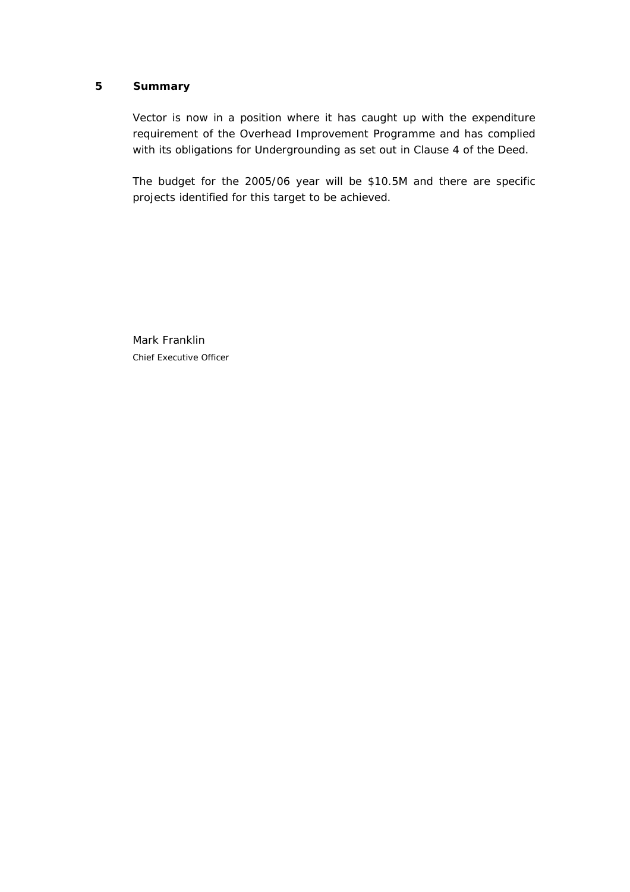## 5 Summary

Vector is now in a position where it has caught up with the expenditure requirement of the Overhead Improvement Programme and has complied with its obligations for Undergrounding as set out in Clause 4 of the Deed.

The budget for the 2005/06 year will be $10.5M and there are specific projects identified for this target to be achieved.

Mark Franklin
Chief Executive Officer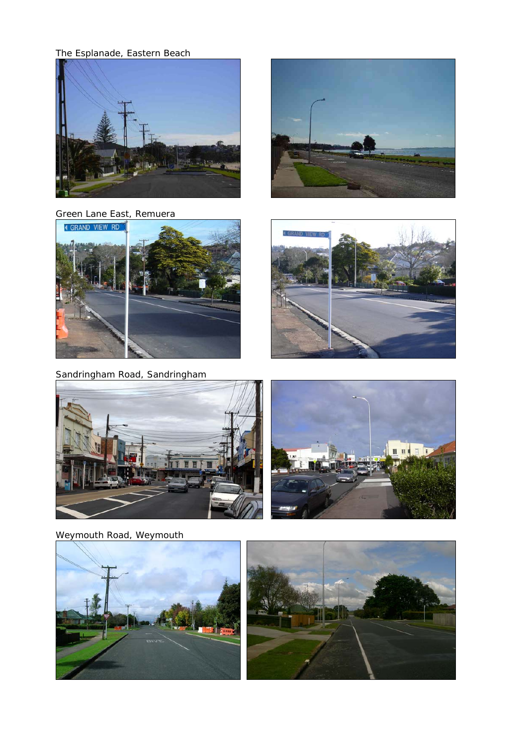The Esplanade, Eastern Beach

Green Lane East, Remuera

Sandringham Road, Sandringham

Weymouth Road, Weymouth